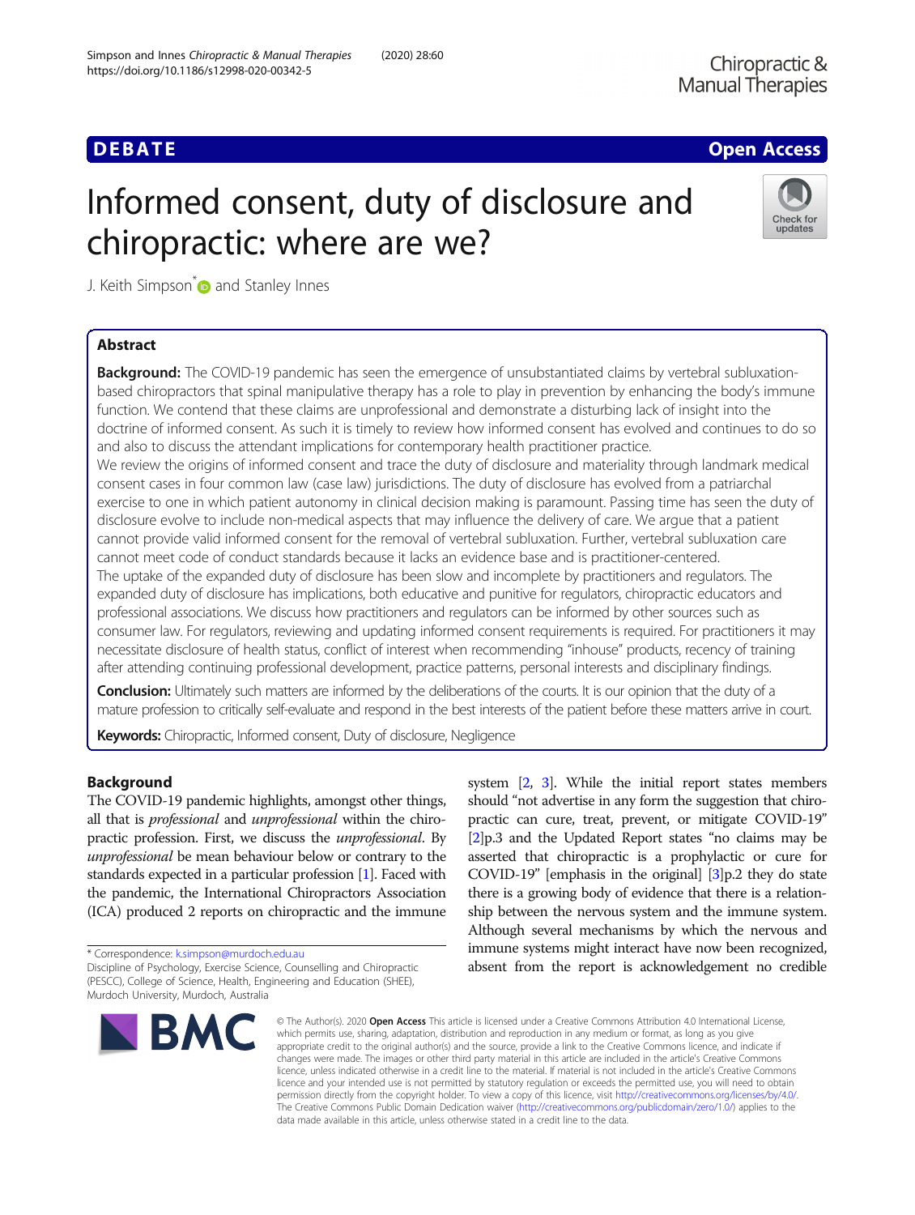DEBATE

Open Access

# Informed consent, duty of disclosure and chiropractic: where are we?

J. Keith Simpson* and Stanley Innes

## Abstract

**Background:** The COVID-19 pandemic has seen the emergence of unsubstantiated claims by vertebral subluxation-based chiropractors that spinal manipulative therapy has a role to play in prevention by enhancing the body's immune function. We contend that these claims are unprofessional and demonstrate a disturbing lack of insight into the doctrine of informed consent. As such it is timely to review how informed consent has evolved and continues to do so and also to discuss the attendant implications for contemporary health practitioner practice.

We review the origins of informed consent and trace the duty of disclosure and materiality through landmark medical consent cases in four common law (case law) jurisdictions. The duty of disclosure has evolved from a patriarchal exercise to one in which patient autonomy in clinical decision making is paramount. Passing time has seen the duty of disclosure evolve to include non-medical aspects that may influence the delivery of care. We argue that a patient cannot provide valid informed consent for the removal of vertebral subluxation. Further, vertebral subluxation care cannot meet code of conduct standards because it lacks an evidence base and is practitioner-centered.

The uptake of the expanded duty of disclosure has been slow and incomplete by practitioners and regulators. The expanded duty of disclosure has implications, both educative and punitive for regulators, chiropractic educators and professional associations. We discuss how practitioners and regulators can be informed by other sources such as consumer law. For regulators, reviewing and updating informed consent requirements is required. For practitioners it may necessitate disclosure of health status, conflict of interest when recommending "inhouse" products, recency of training after attending continuing professional development, practice patterns, personal interests and disciplinary findings.

**Conclusion:** Ultimately such matters are informed by the deliberations of the courts. It is our opinion that the duty of a mature profession to critically self-evaluate and respond in the best interests of the patient before these matters arrive in court.

**Keywords:** Chiropractic, Informed consent, Duty of disclosure, Negligence

## Background

The COVID-19 pandemic highlights, amongst other things, all that is *professional* and *unprofessional* within the chiropractic profession. First, we discuss the *unprofessional*. By *unprofessional* be mean behaviour below or contrary to the standards expected in a particular profession [1]. Faced with the pandemic, the International Chiropractors Association (ICA) produced 2 reports on chiropractic and the immune system [2, 3]. While the initial report states members should "not advertise in any form the suggestion that chiropractic can cure, treat, prevent, or mitigate COVID-19" [2]p.3 and the Updated Report states "no claims may be asserted that chiropractic is a prophylactic or cure for COVID-19" [emphasis in the original] [3]p.2 they do state there is a growing body of evidence that there is a relationship between the nervous system and the immune system. Although several mechanisms by which the nervous and immune systems might interact have now been recognized, absent from the report is acknowledgement no credible

\* Correspondence: k.simpson@murdoch.edu.au
Discipline of Psychology, Exercise Science, Counselling and Chiropractic (PESCC), College of Science, Health, Engineering and Education (SHEE), Murdoch University, Murdoch, Australia

© The Author(s). 2020 **Open Access** This article is licensed under a Creative Commons Attribution 4.0 International License, which permits use, sharing, adaptation, distribution and reproduction in any medium or format, as long as you give appropriate credit to the original author(s) and the source, provide a link to the Creative Commons licence, and indicate if changes were made. The images or other third party material in this article are included in the article's Creative Commons licence, unless indicated otherwise in a credit line to the material. If material is not included in the article's Creative Commons licence and your intended use is not permitted by statutory regulation or exceeds the permitted use, you will need to obtain permission directly from the copyright holder. To view a copy of this licence, visit http://creativecommons.org/licenses/by/4.0/. The Creative Commons Public Domain Dedication waiver (http://creativecommons.org/publicdomain/zero/1.0/) applies to the data made available in this article, unless otherwise stated in a credit line to the data.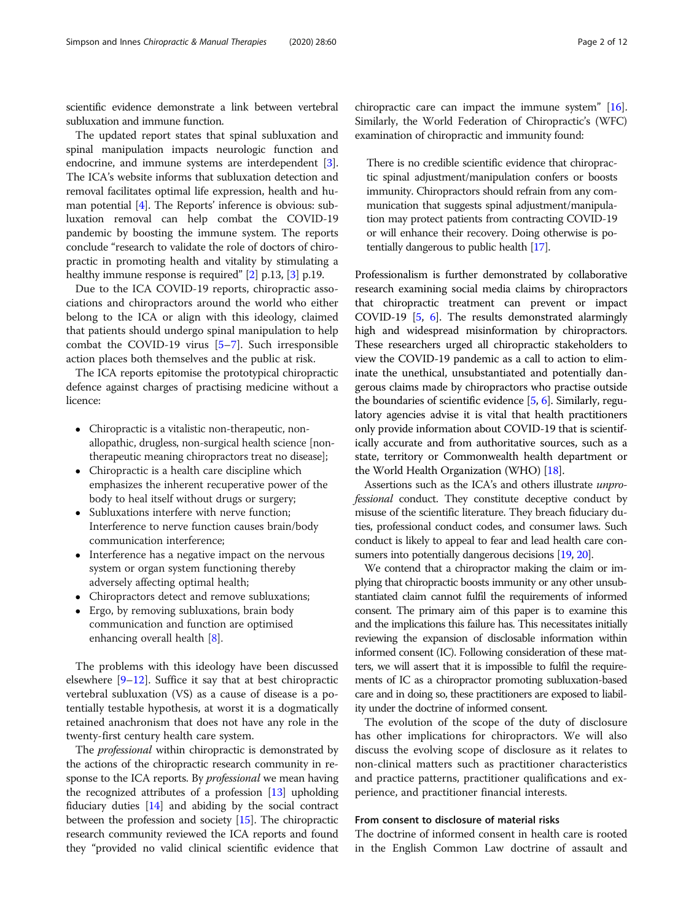scientific evidence demonstrate a link between vertebral subluxation and immune function.

The updated report states that spinal subluxation and spinal manipulation impacts neurologic function and endocrine, and immune systems are interdependent [3]. The ICA's website informs that subluxation detection and removal facilitates optimal life expression, health and human potential [4]. The Reports' inference is obvious: subluxation removal can help combat the COVID-19 pandemic by boosting the immune system. The reports conclude "research to validate the role of doctors of chiropractic in promoting health and vitality by stimulating a healthy immune response is required" [2] p.13, [3] p.19.

Due to the ICA COVID-19 reports, chiropractic associations and chiropractors around the world who either belong to the ICA or align with this ideology, claimed that patients should undergo spinal manipulation to help combat the COVID-19 virus [5–7]. Such irresponsible action places both themselves and the public at risk.

The ICA reports epitomise the prototypical chiropractic defence against charges of practising medicine without a licence:

- Chiropractic is a vitalistic non-therapeutic, non-allopathic, drugless, non-surgical health science [non-therapeutic meaning chiropractors treat no disease];
- Chiropractic is a health care discipline which emphasizes the inherent recuperative power of the body to heal itself without drugs or surgery;
- Subluxations interfere with nerve function; Interference to nerve function causes brain/body communication interference;
- Interference has a negative impact on the nervous system or organ system functioning thereby adversely affecting optimal health;
- Chiropractors detect and remove subluxations;
- Ergo, by removing subluxations, brain body communication and function are optimised enhancing overall health [8].

The problems with this ideology have been discussed elsewhere [9–12]. Suffice it say that at best chiropractic vertebral subluxation (VS) as a cause of disease is a potentially testable hypothesis, at worst it is a dogmatically retained anachronism that does not have any role in the twenty-first century health care system.

The *professional* within chiropractic is demonstrated by the actions of the chiropractic research community in response to the ICA reports. By *professional* we mean having the recognized attributes of a profession [13] upholding fiduciary duties [14] and abiding by the social contract between the profession and society [15]. The chiropractic research community reviewed the ICA reports and found they "provided no valid clinical scientific evidence that chiropractic care can impact the immune system" [16]. Similarly, the World Federation of Chiropractic's (WFC) examination of chiropractic and immunity found:

> There is no credible scientific evidence that chiropractic spinal adjustment/manipulation confers or boosts immunity. Chiropractors should refrain from any communication that suggests spinal adjustment/manipulation may protect patients from contracting COVID-19 or will enhance their recovery. Doing otherwise is potentially dangerous to public health [17].

Professionalism is further demonstrated by collaborative research examining social media claims by chiropractors that chiropractic treatment can prevent or impact COVID-19 [5, 6]. The results demonstrated alarmingly high and widespread misinformation by chiropractors. These researchers urged all chiropractic stakeholders to view the COVID-19 pandemic as a call to action to eliminate the unethical, unsubstantiated and potentially dangerous claims made by chiropractors who practise outside the boundaries of scientific evidence [5, 6]. Similarly, regulatory agencies advise it is vital that health practitioners only provide information about COVID-19 that is scientifically accurate and from authoritative sources, such as a state, territory or Commonwealth health department or the World Health Organization (WHO) [18].

Assertions such as the ICA's and others illustrate *unprofessional* conduct. They constitute deceptive conduct by misuse of the scientific literature. They breach fiduciary duties, professional conduct codes, and consumer laws. Such conduct is likely to appeal to fear and lead health care consumers into potentially dangerous decisions [19, 20].

We contend that a chiropractor making the claim or implying that chiropractic boosts immunity or any other unsubstantiated claim cannot fulfil the requirements of informed consent. The primary aim of this paper is to examine this and the implications this failure has. This necessitates initially reviewing the expansion of disclosable information within informed consent (IC). Following consideration of these matters, we will assert that it is impossible to fulfil the requirements of IC as a chiropractor promoting subluxation-based care and in doing so, these practitioners are exposed to liability under the doctrine of informed consent.

The evolution of the scope of the duty of disclosure has other implications for chiropractors. We will also discuss the evolving scope of disclosure as it relates to non-clinical matters such as practitioner characteristics and practice patterns, practitioner qualifications and experience, and practitioner financial interests.

## From consent to disclosure of material risks

The doctrine of informed consent in health care is rooted in the English Common Law doctrine of assault and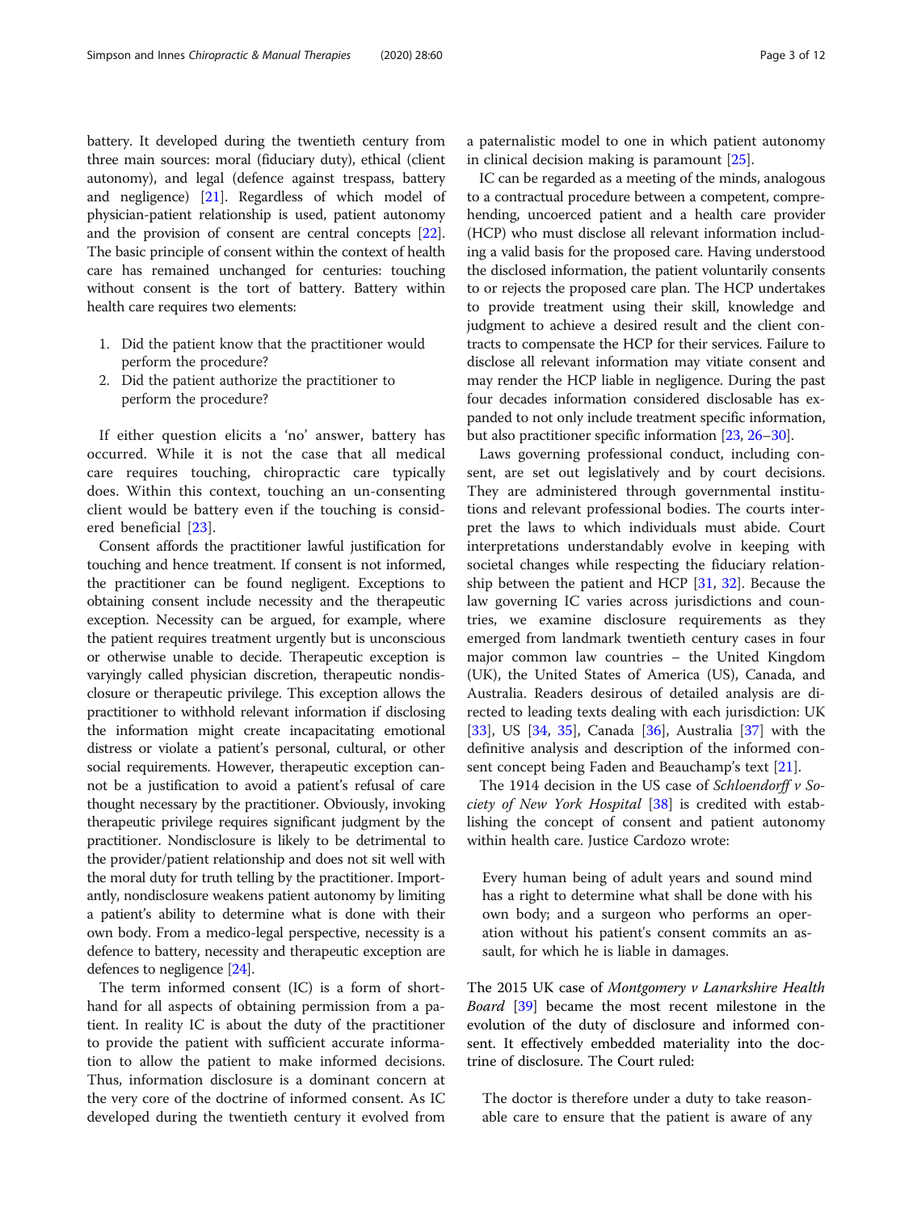battery. It developed during the twentieth century from three main sources: moral (fiduciary duty), ethical (client autonomy), and legal (defence against trespass, battery and negligence) [21]. Regardless of which model of physician-patient relationship is used, patient autonomy and the provision of consent are central concepts [22]. The basic principle of consent within the context of health care has remained unchanged for centuries: touching without consent is the tort of battery. Battery within health care requires two elements:

1. Did the patient know that the practitioner would perform the procedure?
2. Did the patient authorize the practitioner to perform the procedure?

If either question elicits a 'no' answer, battery has occurred. While it is not the case that all medical care requires touching, chiropractic care typically does. Within this context, touching an un-consenting client would be battery even if the touching is considered beneficial [23].

Consent affords the practitioner lawful justification for touching and hence treatment. If consent is not informed, the practitioner can be found negligent. Exceptions to obtaining consent include necessity and the therapeutic exception. Necessity can be argued, for example, where the patient requires treatment urgently but is unconscious or otherwise unable to decide. Therapeutic exception is varyingly called physician discretion, therapeutic nondisclosure or therapeutic privilege. This exception allows the practitioner to withhold relevant information if disclosing the information might create incapacitating emotional distress or violate a patient's personal, cultural, or other social requirements. However, therapeutic exception cannot be a justification to avoid a patient's refusal of care thought necessary by the practitioner. Obviously, invoking therapeutic privilege requires significant judgment by the practitioner. Nondisclosure is likely to be detrimental to the provider/patient relationship and does not sit well with the moral duty for truth telling by the practitioner. Importantly, nondisclosure weakens patient autonomy by limiting a patient's ability to determine what is done with their own body. From a medico-legal perspective, necessity is a defence to battery, necessity and therapeutic exception are defences to negligence [24].

The term informed consent (IC) is a form of shorthand for all aspects of obtaining permission from a patient. In reality IC is about the duty of the practitioner to provide the patient with sufficient accurate information to allow the patient to make informed decisions. Thus, information disclosure is a dominant concern at the very core of the doctrine of informed consent. As IC developed during the twentieth century it evolved from a paternalistic model to one in which patient autonomy in clinical decision making is paramount [25].

IC can be regarded as a meeting of the minds, analogous to a contractual procedure between a competent, comprehending, uncoerced patient and a health care provider (HCP) who must disclose all relevant information including a valid basis for the proposed care. Having understood the disclosed information, the patient voluntarily consents to or rejects the proposed care plan. The HCP undertakes to provide treatment using their skill, knowledge and judgment to achieve a desired result and the client contracts to compensate the HCP for their services. Failure to disclose all relevant information may vitiate consent and may render the HCP liable in negligence. During the past four decades information considered disclosable has expanded to not only include treatment specific information, but also practitioner specific information [23, 26–30].

Laws governing professional conduct, including consent, are set out legislatively and by court decisions. They are administered through governmental institutions and relevant professional bodies. The courts interpret the laws to which individuals must abide. Court interpretations understandably evolve in keeping with societal changes while respecting the fiduciary relationship between the patient and HCP [31, 32]. Because the law governing IC varies across jurisdictions and countries, we examine disclosure requirements as they emerged from landmark twentieth century cases in four major common law countries – the United Kingdom (UK), the United States of America (US), Canada, and Australia. Readers desirous of detailed analysis are directed to leading texts dealing with each jurisdiction: UK [33], US [34, 35], Canada [36], Australia [37] with the definitive analysis and description of the informed consent concept being Faden and Beauchamp's text [21].

The 1914 decision in the US case of *Schloendorff v Society of New York Hospital* [38] is credited with establishing the concept of consent and patient autonomy within health care. Justice Cardozo wrote:

> Every human being of adult years and sound mind has a right to determine what shall be done with his own body; and a surgeon who performs an operation without his patient's consent commits an assault, for which he is liable in damages.

The 2015 UK case of *Montgomery v Lanarkshire Health Board* [39] became the most recent milestone in the evolution of the duty of disclosure and informed consent. It effectively embedded materiality into the doctrine of disclosure. The Court ruled:

> The doctor is therefore under a duty to take reasonable care to ensure that the patient is aware of any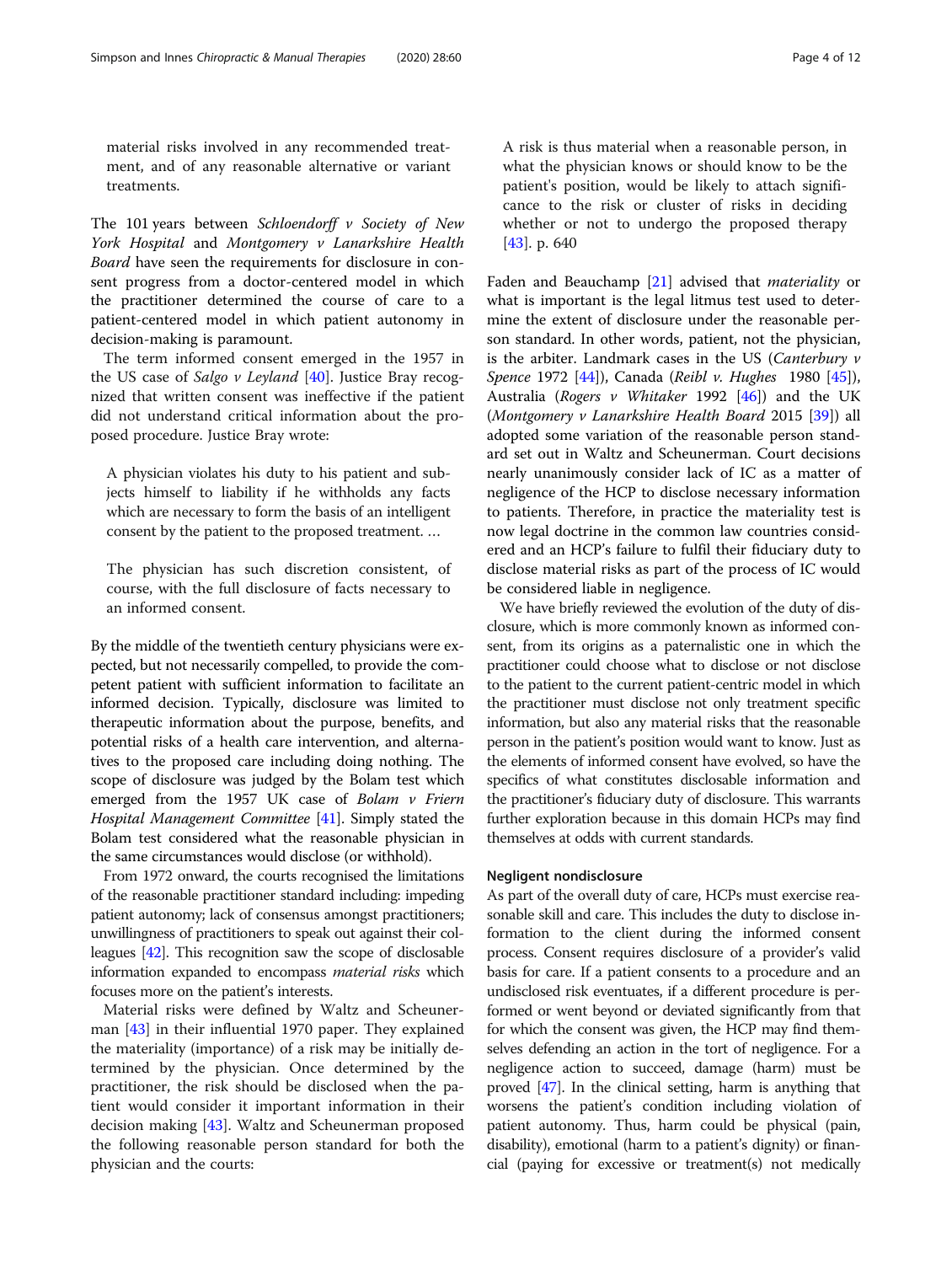> material risks involved in any recommended treatment, and of any reasonable alternative or variant treatments.

The 101 years between *Schloendorff v Society of New York Hospital* and *Montgomery v Lanarkshire Health Board* have seen the requirements for disclosure in consent progress from a doctor-centered model in which the practitioner determined the course of care to a patient-centered model in which patient autonomy in decision-making is paramount.

The term informed consent emerged in the 1957 in the US case of *Salgo v Leyland* [40]. Justice Bray recognized that written consent was ineffective if the patient did not understand critical information about the proposed procedure. Justice Bray wrote:

> A physician violates his duty to his patient and subjects himself to liability if he withholds any facts which are necessary to form the basis of an intelligent consent by the patient to the proposed treatment. …
>
> The physician has such discretion consistent, of course, with the full disclosure of facts necessary to an informed consent.

By the middle of the twentieth century physicians were expected, but not necessarily compelled, to provide the competent patient with sufficient information to facilitate an informed decision. Typically, disclosure was limited to therapeutic information about the purpose, benefits, and potential risks of a health care intervention, and alternatives to the proposed care including doing nothing. The scope of disclosure was judged by the Bolam test which emerged from the 1957 UK case of *Bolam v Friern Hospital Management Committee* [41]. Simply stated the Bolam test considered what the reasonable physician in the same circumstances would disclose (or withhold).

From 1972 onward, the courts recognised the limitations of the reasonable practitioner standard including: impeding patient autonomy; lack of consensus amongst practitioners; unwillingness of practitioners to speak out against their colleagues [42]. This recognition saw the scope of disclosable information expanded to encompass *material risks* which focuses more on the patient's interests.

Material risks were defined by Waltz and Scheunerman [43] in their influential 1970 paper. They explained the materiality (importance) of a risk may be initially determined by the physician. Once determined by the practitioner, the risk should be disclosed when the patient would consider it important information in their decision making [43]. Waltz and Scheunerman proposed the following reasonable person standard for both the physician and the courts:

> A risk is thus material when a reasonable person, in what the physician knows or should know to be the patient's position, would be likely to attach significance to the risk or cluster of risks in deciding whether or not to undergo the proposed therapy [43]. p. 640

Faden and Beauchamp [21] advised that *materiality* or what is important is the legal litmus test used to determine the extent of disclosure under the reasonable person standard. In other words, patient, not the physician, is the arbiter. Landmark cases in the US (*Canterbury v Spence* 1972 [44]), Canada (*Reibl v. Hughes* 1980 [45]), Australia (*Rogers v Whitaker* 1992 [46]) and the UK (*Montgomery v Lanarkshire Health Board* 2015 [39]) all adopted some variation of the reasonable person standard set out in Waltz and Scheunerman. Court decisions nearly unanimously consider lack of IC as a matter of negligence of the HCP to disclose necessary information to patients. Therefore, in practice the materiality test is now legal doctrine in the common law countries considered and an HCP's failure to fulfil their fiduciary duty to disclose material risks as part of the process of IC would be considered liable in negligence.

We have briefly reviewed the evolution of the duty of disclosure, which is more commonly known as informed consent, from its origins as a paternalistic one in which the practitioner could choose what to disclose or not disclose to the patient to the current patient-centric model in which the practitioner must disclose not only treatment specific information, but also any material risks that the reasonable person in the patient's position would want to know. Just as the elements of informed consent have evolved, so have the specifics of what constitutes disclosable information and the practitioner's fiduciary duty of disclosure. This warrants further exploration because in this domain HCPs may find themselves at odds with current standards.

### Negligent nondisclosure

As part of the overall duty of care, HCPs must exercise reasonable skill and care. This includes the duty to disclose information to the client during the informed consent process. Consent requires disclosure of a provider's valid basis for care. If a patient consents to a procedure and an undisclosed risk eventuates, if a different procedure is performed or went beyond or deviated significantly from that for which the consent was given, the HCP may find themselves defending an action in the tort of negligence. For a negligence action to succeed, damage (harm) must be proved [47]. In the clinical setting, harm is anything that worsens the patient's condition including violation of patient autonomy. Thus, harm could be physical (pain, disability), emotional (harm to a patient's dignity) or financial (paying for excessive or treatment(s) not medically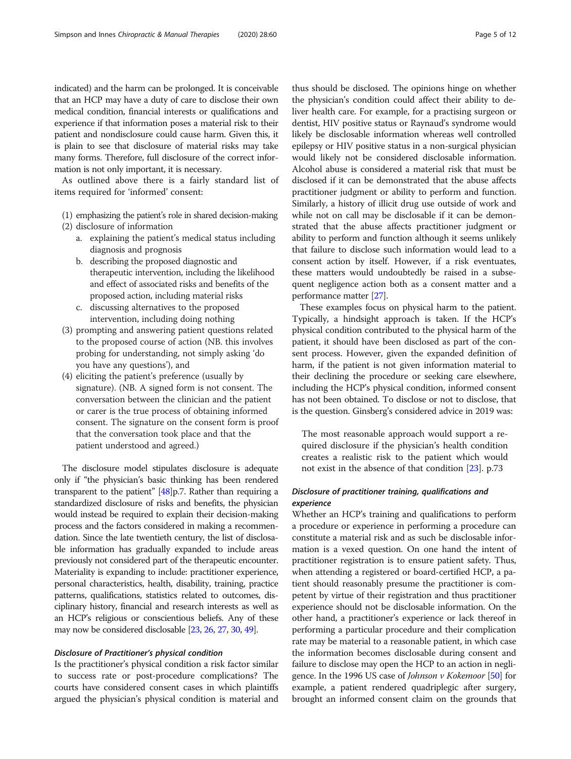indicated) and the harm can be prolonged. It is conceivable that an HCP may have a duty of care to disclose their own medical condition, financial interests or qualifications and experience if that information poses a material risk to their patient and nondisclosure could cause harm. Given this, it is plain to see that disclosure of material risks may take many forms. Therefore, full disclosure of the correct information is not only important, it is necessary.

As outlined above there is a fairly standard list of items required for 'informed' consent:

(1) emphasizing the patient's role in shared decision-making
(2) disclosure of information
   a. explaining the patient's medical status including diagnosis and prognosis
   b. describing the proposed diagnostic and therapeutic intervention, including the likelihood and effect of associated risks and benefits of the proposed action, including material risks
   c. discussing alternatives to the proposed intervention, including doing nothing
(3) prompting and answering patient questions related to the proposed course of action (NB. this involves probing for understanding, not simply asking 'do you have any questions'), and
(4) eliciting the patient's preference (usually by signature). (NB. A signed form is not consent. The conversation between the clinician and the patient or carer is the true process of obtaining informed consent. The signature on the consent form is proof that the conversation took place and that the patient understood and agreed.)

The disclosure model stipulates disclosure is adequate only if "the physician's basic thinking has been rendered transparent to the patient" [48]p.7. Rather than requiring a standardized disclosure of risks and benefits, the physician would instead be required to explain their decision-making process and the factors considered in making a recommendation. Since the late twentieth century, the list of disclosable information has gradually expanded to include areas previously not considered part of the therapeutic encounter. Materiality is expanding to include: practitioner experience, personal characteristics, health, disability, training, practice patterns, qualifications, statistics related to outcomes, disciplinary history, financial and research interests as well as an HCP's religious or conscientious beliefs. Any of these may now be considered disclosable [23, 26, 27, 30, 49].

### *Disclosure of Practitioner's physical condition*

Is the practitioner's physical condition a risk factor similar to success rate or post-procedure complications? The courts have considered consent cases in which plaintiffs argued the physician's physical condition is material and thus should be disclosed. The opinions hinge on whether the physician's condition could affect their ability to deliver health care. For example, for a practising surgeon or dentist, HIV positive status or Raynaud's syndrome would likely be disclosable information whereas well controlled epilepsy or HIV positive status in a non-surgical physician would likely not be considered disclosable information. Alcohol abuse is considered a material risk that must be disclosed if it can be demonstrated that the abuse affects practitioner judgment or ability to perform and function. Similarly, a history of illicit drug use outside of work and while not on call may be disclosable if it can be demonstrated that the abuse affects practitioner judgment or ability to perform and function although it seems unlikely that failure to disclose such information would lead to a consent action by itself. However, if a risk eventuates, these matters would undoubtedly be raised in a subsequent negligence action both as a consent matter and a performance matter [27].

These examples focus on physical harm to the patient. Typically, a hindsight approach is taken. If the HCP's physical condition contributed to the physical harm of the patient, it should have been disclosed as part of the consent process. However, given the expanded definition of harm, if the patient is not given information material to their declining the procedure or seeking care elsewhere, including the HCP's physical condition, informed consent has not been obtained. To disclose or not to disclose, that is the question. Ginsberg's considered advice in 2019 was:

> The most reasonable approach would support a required disclosure if the physician's health condition creates a realistic risk to the patient which would not exist in the absence of that condition [23]. p.73

### *Disclosure of practitioner training, qualifications and experience*

Whether an HCP's training and qualifications to perform a procedure or experience in performing a procedure can constitute a material risk and as such be disclosable information is a vexed question. On one hand the intent of practitioner registration is to ensure patient safety. Thus, when attending a registered or board-certified HCP, a patient should reasonably presume the practitioner is competent by virtue of their registration and thus practitioner experience should not be disclosable information. On the other hand, a practitioner's experience or lack thereof in performing a particular procedure and their complication rate may be material to a reasonable patient, in which case the information becomes disclosable during consent and failure to disclose may open the HCP to an action in negligence. In the 1996 US case of *Johnson v Kokemoor* [50] for example, a patient rendered quadriplegic after surgery, brought an informed consent claim on the grounds that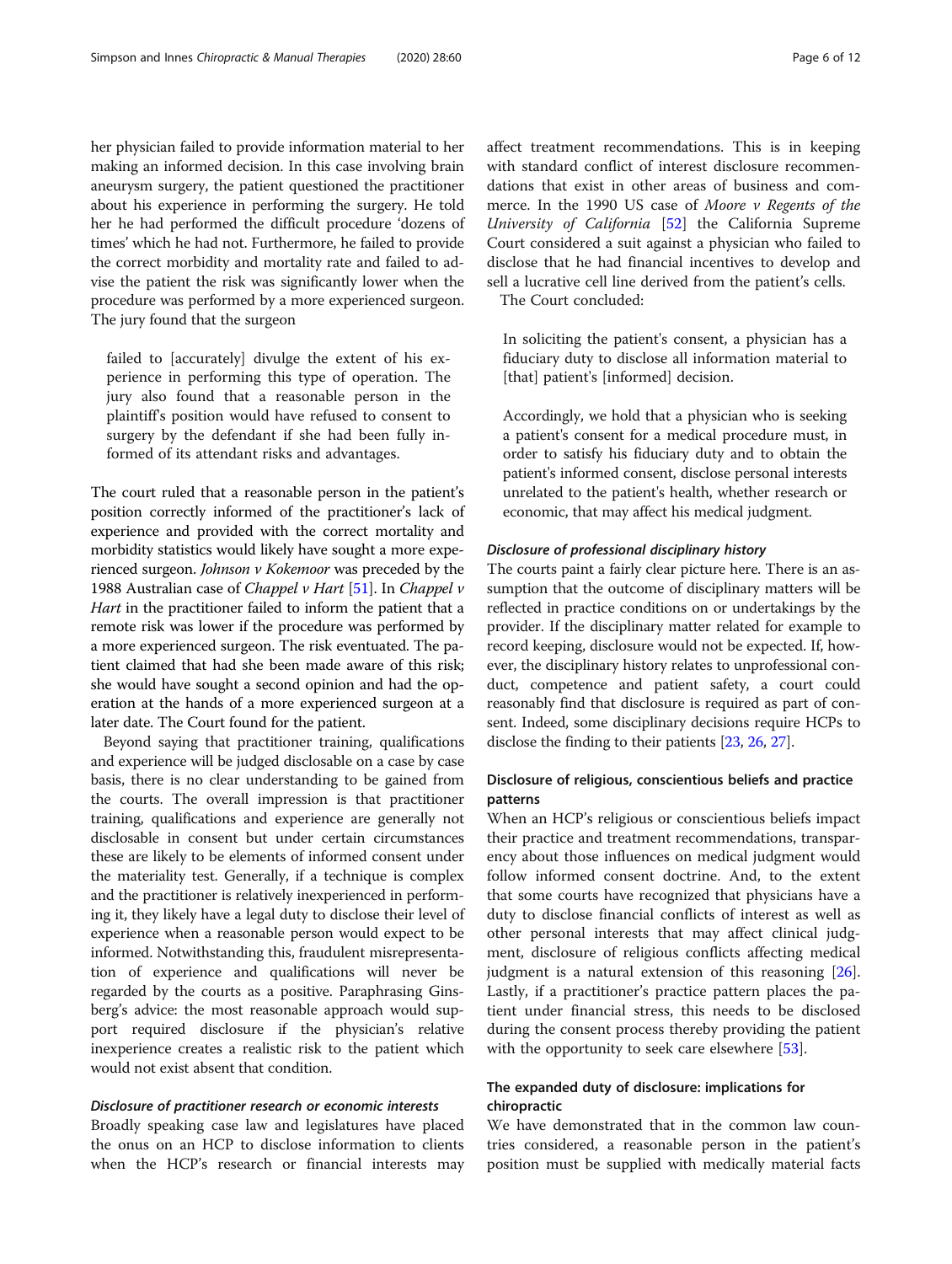her physician failed to provide information material to her making an informed decision. In this case involving brain aneurysm surgery, the patient questioned the practitioner about his experience in performing the surgery. He told her he had performed the difficult procedure 'dozens of times' which he had not. Furthermore, he failed to provide the correct morbidity and mortality rate and failed to advise the patient the risk was significantly lower when the procedure was performed by a more experienced surgeon. The jury found that the surgeon

> failed to [accurately] divulge the extent of his experience in performing this type of operation. The jury also found that a reasonable person in the plaintiff's position would have refused to consent to surgery by the defendant if she had been fully informed of its attendant risks and advantages.

The court ruled that a reasonable person in the patient's position correctly informed of the practitioner's lack of experience and provided with the correct mortality and morbidity statistics would likely have sought a more experienced surgeon. *Johnson v Kokemoor* was preceded by the 1988 Australian case of *Chappel v Hart* [51]. In *Chappel v Hart* in the practitioner failed to inform the patient that a remote risk was lower if the procedure was performed by a more experienced surgeon. The risk eventuated. The patient claimed that had she been made aware of this risk; she would have sought a second opinion and had the operation at the hands of a more experienced surgeon at a later date. The Court found for the patient.

Beyond saying that practitioner training, qualifications and experience will be judged disclosable on a case by case basis, there is no clear understanding to be gained from the courts. The overall impression is that practitioner training, qualifications and experience are generally not disclosable in consent but under certain circumstances these are likely to be elements of informed consent under the materiality test. Generally, if a technique is complex and the practitioner is relatively inexperienced in performing it, they likely have a legal duty to disclose their level of experience when a reasonable person would expect to be informed. Notwithstanding this, fraudulent misrepresentation of experience and qualifications will never be regarded by the courts as a positive. Paraphrasing Ginsberg's advice: the most reasonable approach would support required disclosure if the physician's relative inexperience creates a realistic risk to the patient which would not exist absent that condition.

#### *Disclosure of practitioner research or economic interests*

Broadly speaking case law and legislatures have placed the onus on an HCP to disclose information to clients when the HCP's research or financial interests may affect treatment recommendations. This is in keeping with standard conflict of interest disclosure recommendations that exist in other areas of business and commerce. In the 1990 US case of *Moore v Regents of the University of California* [52] the California Supreme Court considered a suit against a physician who failed to disclose that he had financial incentives to develop and sell a lucrative cell line derived from the patient's cells.

The Court concluded:

> In soliciting the patient's consent, a physician has a fiduciary duty to disclose all information material to [that] patient's [informed] decision.
>
> Accordingly, we hold that a physician who is seeking a patient's consent for a medical procedure must, in order to satisfy his fiduciary duty and to obtain the patient's informed consent, disclose personal interests unrelated to the patient's health, whether research or economic, that may affect his medical judgment.

#### *Disclosure of professional disciplinary history*

The courts paint a fairly clear picture here. There is an assumption that the outcome of disciplinary matters will be reflected in practice conditions on or undertakings by the provider. If the disciplinary matter related for example to record keeping, disclosure would not be expected. If, however, the disciplinary history relates to unprofessional conduct, competence and patient safety, a court could reasonably find that disclosure is required as part of consent. Indeed, some disciplinary decisions require HCPs to disclose the finding to their patients [23, 26, 27].

### Disclosure of religious, conscientious beliefs and practice patterns

When an HCP's religious or conscientious beliefs impact their practice and treatment recommendations, transparency about those influences on medical judgment would follow informed consent doctrine. And, to the extent that some courts have recognized that physicians have a duty to disclose financial conflicts of interest as well as other personal interests that may affect clinical judgment, disclosure of religious conflicts affecting medical judgment is a natural extension of this reasoning [26]. Lastly, if a practitioner's practice pattern places the patient under financial stress, this needs to be disclosed during the consent process thereby providing the patient with the opportunity to seek care elsewhere [53].

### The expanded duty of disclosure: implications for chiropractic

We have demonstrated that in the common law countries considered, a reasonable person in the patient's position must be supplied with medically material facts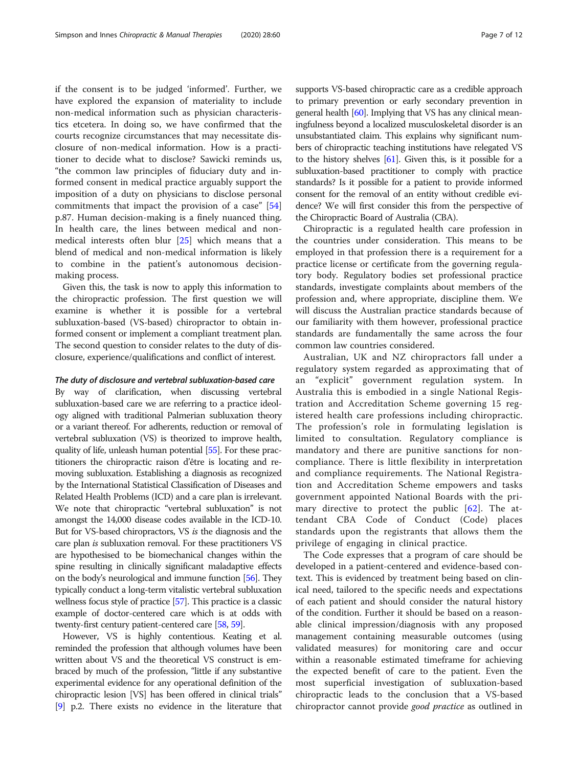if the consent is to be judged 'informed'. Further, we have explored the expansion of materiality to include non-medical information such as physician characteristics etcetera. In doing so, we have confirmed that the courts recognize circumstances that may necessitate disclosure of non-medical information. How is a practitioner to decide what to disclose? Sawicki reminds us, "the common law principles of fiduciary duty and informed consent in medical practice arguably support the imposition of a duty on physicians to disclose personal commitments that impact the provision of a case" [54] p.87. Human decision-making is a finely nuanced thing. In health care, the lines between medical and non-medical interests often blur [25] which means that a blend of medical and non-medical information is likely to combine in the patient's autonomous decision-making process.

Given this, the task is now to apply this information to the chiropractic profession. The first question we will examine is whether it is possible for a vertebral subluxation-based (VS-based) chiropractor to obtain informed consent or implement a compliant treatment plan. The second question to consider relates to the duty of disclosure, experience/qualifications and conflict of interest.

### The duty of disclosure and vertebral subluxation-based care

By way of clarification, when discussing vertebral subluxation-based care we are referring to a practice ideology aligned with traditional Palmerian subluxation theory or a variant thereof. For adherents, reduction or removal of vertebral subluxation (VS) is theorized to improve health, quality of life, unleash human potential [55]. For these practitioners the chiropractic raison d'être is locating and removing subluxation. Establishing a diagnosis as recognized by the International Statistical Classification of Diseases and Related Health Problems (ICD) and a care plan is irrelevant. We note that chiropractic "vertebral subluxation" is not amongst the 14,000 disease codes available in the ICD-10. But for VS-based chiropractors, VS *is* the diagnosis and the care plan *is* subluxation removal. For these practitioners VS are hypothesised to be biomechanical changes within the spine resulting in clinically significant maladaptive effects on the body's neurological and immune function [56]. They typically conduct a long-term vitalistic vertebral subluxation wellness focus style of practice [57]. This practice is a classic example of doctor-centered care which is at odds with twenty-first century patient-centered care [58, 59].

However, VS is highly contentious. Keating et al. reminded the profession that although volumes have been written about VS and the theoretical VS construct is embraced by much of the profession, "little if any substantive experimental evidence for any operational definition of the chiropractic lesion [VS] has been offered in clinical trials" [9] p.2. There exists no evidence in the literature that supports VS-based chiropractic care as a credible approach to primary prevention or early secondary prevention in general health [60]. Implying that VS has any clinical meaningfulness beyond a localized musculoskeletal disorder is an unsubstantiated claim. This explains why significant numbers of chiropractic teaching institutions have relegated VS to the history shelves [61]. Given this, is it possible for a subluxation-based practitioner to comply with practice standards? Is it possible for a patient to provide informed consent for the removal of an entity without credible evidence? We will first consider this from the perspective of the Chiropractic Board of Australia (CBA).

Chiropractic is a regulated health care profession in the countries under consideration. This means to be employed in that profession there is a requirement for a practice license or certificate from the governing regulatory body. Regulatory bodies set professional practice standards, investigate complaints about members of the profession and, where appropriate, discipline them. We will discuss the Australian practice standards because of our familiarity with them however, professional practice standards are fundamentally the same across the four common law countries considered.

Australian, UK and NZ chiropractors fall under a regulatory system regarded as approximating that of an "explicit" government regulation system. In Australia this is embodied in a single National Registration and Accreditation Scheme governing 15 registered health care professions including chiropractic. The profession's role in formulating legislation is limited to consultation. Regulatory compliance is mandatory and there are punitive sanctions for non-compliance. There is little flexibility in interpretation and compliance requirements. The National Registration and Accreditation Scheme empowers and tasks government appointed National Boards with the primary directive to protect the public [62]. The attendant CBA Code of Conduct (Code) places standards upon the registrants that allows them the privilege of engaging in clinical practice.

The Code expresses that a program of care should be developed in a patient-centered and evidence-based context. This is evidenced by treatment being based on clinical need, tailored to the specific needs and expectations of each patient and should consider the natural history of the condition. Further it should be based on a reasonable clinical impression/diagnosis with any proposed management containing measurable outcomes (using validated measures) for monitoring care and occur within a reasonable estimated timeframe for achieving the expected benefit of care to the patient. Even the most superficial investigation of subluxation-based chiropractic leads to the conclusion that a VS-based chiropractor cannot provide *good practice* as outlined in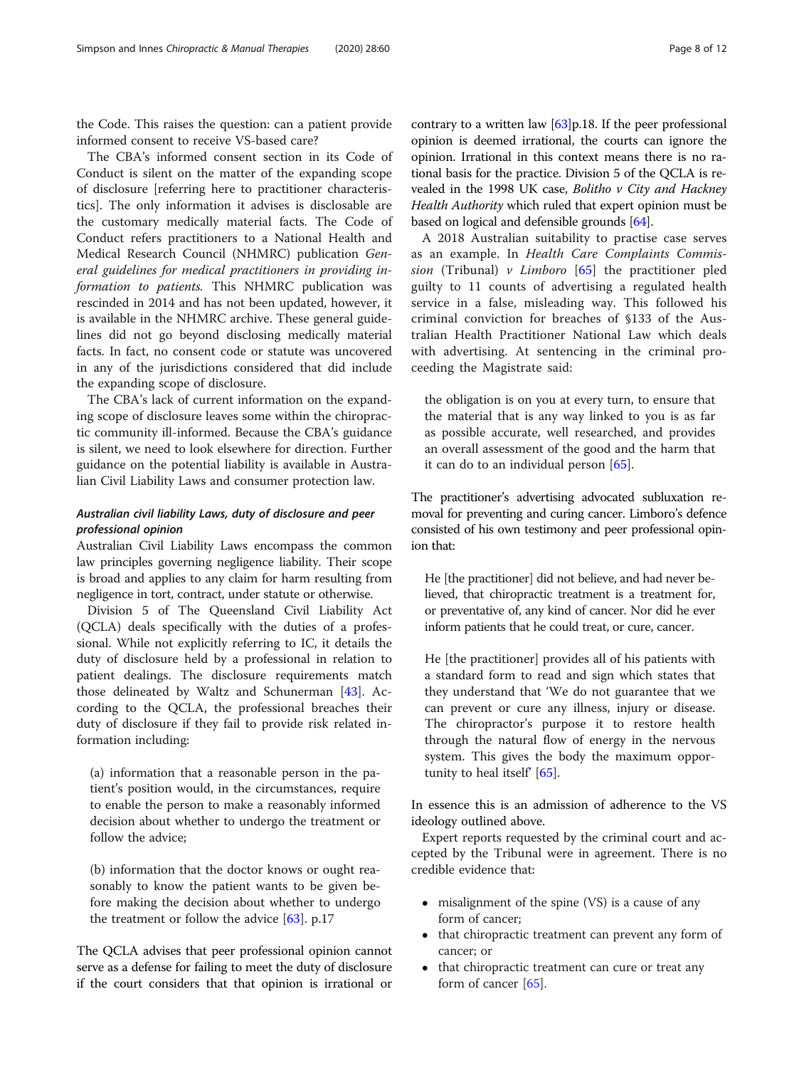the Code. This raises the question: can a patient provide informed consent to receive VS-based care?

The CBA's informed consent section in its Code of Conduct is silent on the matter of the expanding scope of disclosure [referring here to practitioner characteristics]. The only information it advises is disclosable are the customary medically material facts. The Code of Conduct refers practitioners to a National Health and Medical Research Council (NHMRC) publication *General guidelines for medical practitioners in providing information to patients.* This NHMRC publication was rescinded in 2014 and has not been updated, however, it is available in the NHMRC archive. These general guidelines did not go beyond disclosing medically material facts. In fact, no consent code or statute was uncovered in any of the jurisdictions considered that did include the expanding scope of disclosure.

The CBA's lack of current information on the expanding scope of disclosure leaves some within the chiropractic community ill-informed. Because the CBA's guidance is silent, we need to look elsewhere for direction. Further guidance on the potential liability is available in Australian Civil Liability Laws and consumer protection law.

### *Australian civil liability Laws, duty of disclosure and peer professional opinion*

Australian Civil Liability Laws encompass the common law principles governing negligence liability. Their scope is broad and applies to any claim for harm resulting from negligence in tort, contract, under statute or otherwise.

Division 5 of The Queensland Civil Liability Act (QCLA) deals specifically with the duties of a professional. While not explicitly referring to IC, it details the duty of disclosure held by a professional in relation to patient dealings. The disclosure requirements match those delineated by Waltz and Schunerman [43]. According to the QCLA, the professional breaches their duty of disclosure if they fail to provide risk related information including:

> (a) information that a reasonable person in the patient's position would, in the circumstances, require to enable the person to make a reasonably informed decision about whether to undergo the treatment or follow the advice;
>
> (b) information that the doctor knows or ought reasonably to know the patient wants to be given before making the decision about whether to undergo the treatment or follow the advice [63]. p.17

The QCLA advises that peer professional opinion cannot serve as a defense for failing to meet the duty of disclosure if the court considers that that opinion is irrational or contrary to a written law [63]p.18. If the peer professional opinion is deemed irrational, the courts can ignore the opinion. Irrational in this context means there is no rational basis for the practice. Division 5 of the QCLA is revealed in the 1998 UK case, *Bolitho v City and Hackney Health Authority* which ruled that expert opinion must be based on logical and defensible grounds [64].

A 2018 Australian suitability to practise case serves as an example. In *Health Care Complaints Commission* (Tribunal) *v Limboro* [65] the practitioner pled guilty to 11 counts of advertising a regulated health service in a false, misleading way. This followed his criminal conviction for breaches of §133 of the Australian Health Practitioner National Law which deals with advertising. At sentencing in the criminal proceeding the Magistrate said:

> the obligation is on you at every turn, to ensure that the material that is any way linked to you is as far as possible accurate, well researched, and provides an overall assessment of the good and the harm that it can do to an individual person [65].

The practitioner's advertising advocated subluxation removal for preventing and curing cancer. Limboro's defence consisted of his own testimony and peer professional opinion that:

> He [the practitioner] did not believe, and had never believed, that chiropractic treatment is a treatment for, or preventative of, any kind of cancer. Nor did he ever inform patients that he could treat, or cure, cancer.
>
> He [the practitioner] provides all of his patients with a standard form to read and sign which states that they understand that 'We do not guarantee that we can prevent or cure any illness, injury or disease. The chiropractor's purpose it to restore health through the natural flow of energy in the nervous system. This gives the body the maximum opportunity to heal itself' [65].

In essence this is an admission of adherence to the VS ideology outlined above.

Expert reports requested by the criminal court and accepted by the Tribunal were in agreement. There is no credible evidence that:

- misalignment of the spine (VS) is a cause of any form of cancer;
- that chiropractic treatment can prevent any form of cancer; or
- that chiropractic treatment can cure or treat any form of cancer [65].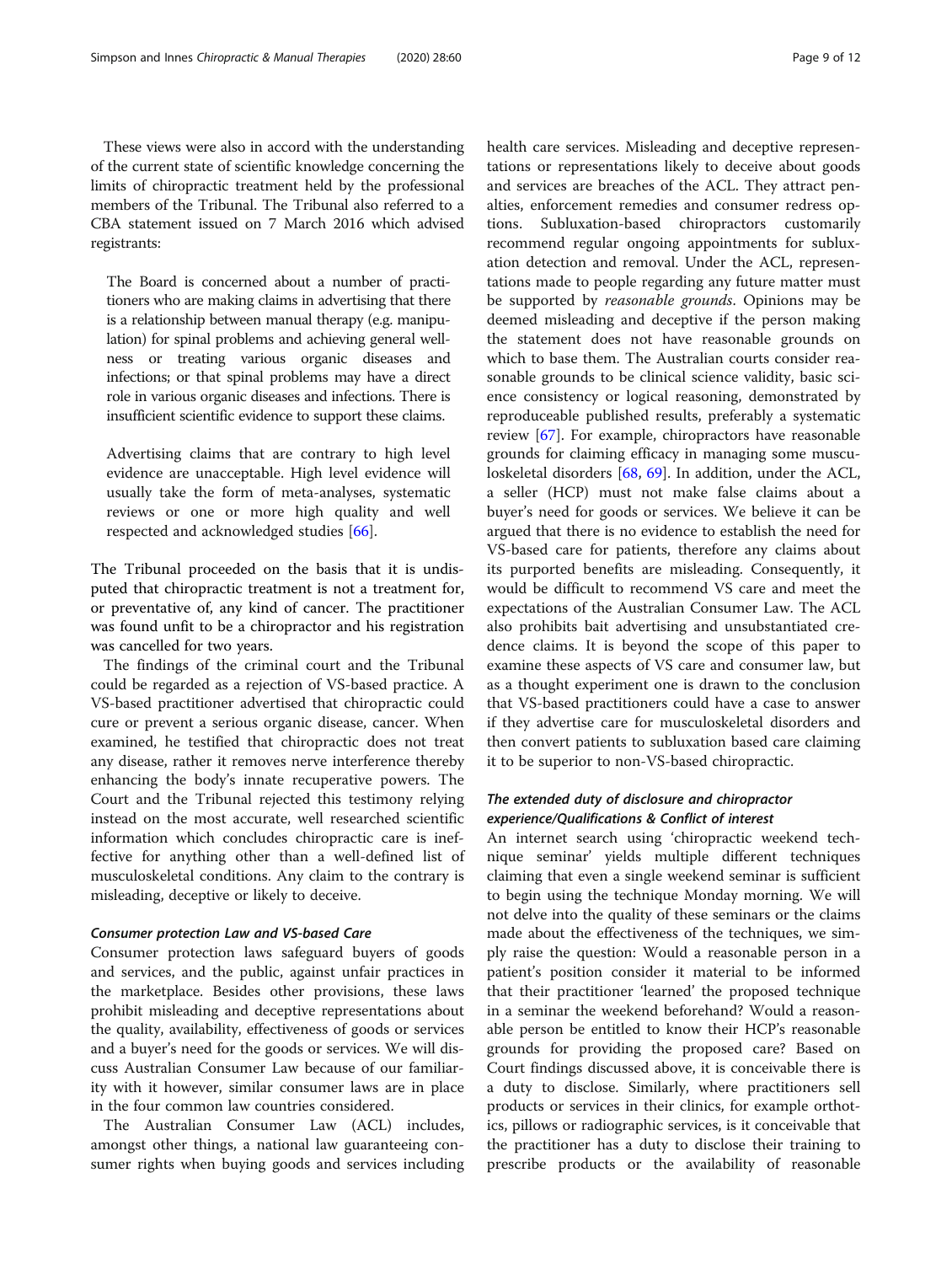These views were also in accord with the understanding of the current state of scientific knowledge concerning the limits of chiropractic treatment held by the professional members of the Tribunal. The Tribunal also referred to a CBA statement issued on 7 March 2016 which advised registrants:

> The Board is concerned about a number of practitioners who are making claims in advertising that there is a relationship between manual therapy (e.g. manipulation) for spinal problems and achieving general wellness or treating various organic diseases and infections; or that spinal problems may have a direct role in various organic diseases and infections. There is insufficient scientific evidence to support these claims.
>
> Advertising claims that are contrary to high level evidence are unacceptable. High level evidence will usually take the form of meta-analyses, systematic reviews or one or more high quality and well respected and acknowledged studies [66].

The Tribunal proceeded on the basis that it is undisputed that chiropractic treatment is not a treatment for, or preventative of, any kind of cancer. The practitioner was found unfit to be a chiropractor and his registration was cancelled for two years.

The findings of the criminal court and the Tribunal could be regarded as a rejection of VS-based practice. A VS-based practitioner advertised that chiropractic could cure or prevent a serious organic disease, cancer. When examined, he testified that chiropractic does not treat any disease, rather it removes nerve interference thereby enhancing the body's innate recuperative powers. The Court and the Tribunal rejected this testimony relying instead on the most accurate, well researched scientific information which concludes chiropractic care is ineffective for anything other than a well-defined list of musculoskeletal conditions. Any claim to the contrary is misleading, deceptive or likely to deceive.

#### *Consumer protection Law and VS-based Care*

Consumer protection laws safeguard buyers of goods and services, and the public, against unfair practices in the marketplace. Besides other provisions, these laws prohibit misleading and deceptive representations about the quality, availability, effectiveness of goods or services and a buyer's need for the goods or services. We will discuss Australian Consumer Law because of our familiarity with it however, similar consumer laws are in place in the four common law countries considered.

The Australian Consumer Law (ACL) includes, amongst other things, a national law guaranteeing consumer rights when buying goods and services including health care services. Misleading and deceptive representations or representations likely to deceive about goods and services are breaches of the ACL. They attract penalties, enforcement remedies and consumer redress options. Subluxation-based chiropractors customarily recommend regular ongoing appointments for subluxation detection and removal. Under the ACL, representations made to people regarding any future matter must be supported by *reasonable grounds*. Opinions may be deemed misleading and deceptive if the person making the statement does not have reasonable grounds on which to base them. The Australian courts consider reasonable grounds to be clinical science validity, basic science consistency or logical reasoning, demonstrated by reproduceable published results, preferably a systematic review [67]. For example, chiropractors have reasonable grounds for claiming efficacy in managing some musculoskeletal disorders [68, 69]. In addition, under the ACL, a seller (HCP) must not make false claims about a buyer's need for goods or services. We believe it can be argued that there is no evidence to establish the need for VS-based care for patients, therefore any claims about its purported benefits are misleading. Consequently, it would be difficult to recommend VS care and meet the expectations of the Australian Consumer Law. The ACL also prohibits bait advertising and unsubstantiated credence claims. It is beyond the scope of this paper to examine these aspects of VS care and consumer law, but as a thought experiment one is drawn to the conclusion that VS-based practitioners could have a case to answer if they advertise care for musculoskeletal disorders and then convert patients to subluxation based care claiming it to be superior to non-VS-based chiropractic.

#### *The extended duty of disclosure and chiropractor experience/Qualifications & Conflict of interest*

An internet search using 'chiropractic weekend technique seminar' yields multiple different techniques claiming that even a single weekend seminar is sufficient to begin using the technique Monday morning. We will not delve into the quality of these seminars or the claims made about the effectiveness of the techniques, we simply raise the question: Would a reasonable person in a patient's position consider it material to be informed that their practitioner 'learned' the proposed technique in a seminar the weekend beforehand? Would a reasonable person be entitled to know their HCP's reasonable grounds for providing the proposed care? Based on Court findings discussed above, it is conceivable there is a duty to disclose. Similarly, where practitioners sell products or services in their clinics, for example orthotics, pillows or radiographic services, is it conceivable that the practitioner has a duty to disclose their training to prescribe products or the availability of reasonable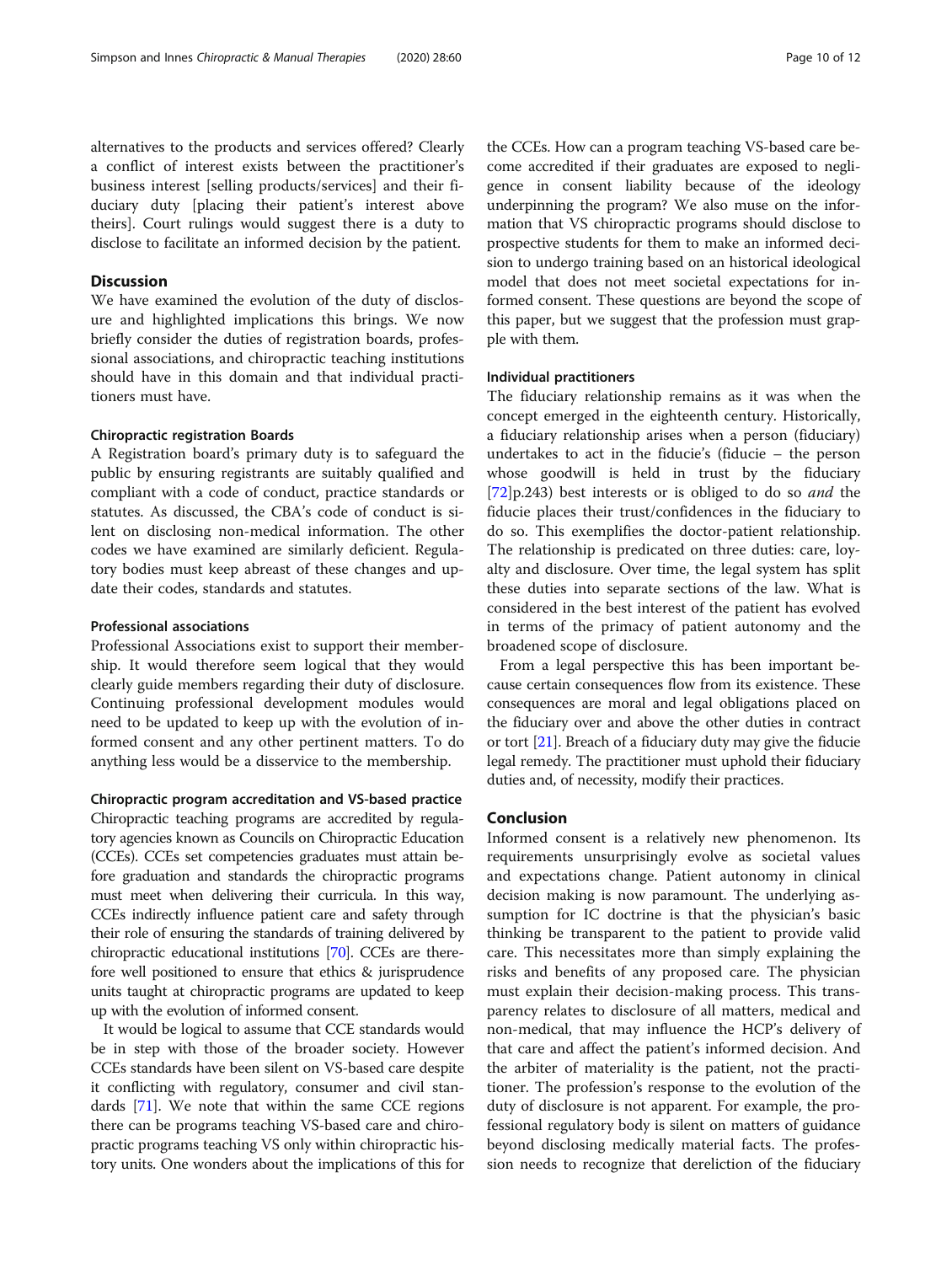alternatives to the products and services offered? Clearly a conflict of interest exists between the practitioner's business interest [selling products/services] and their fiduciary duty [placing their patient's interest above theirs]. Court rulings would suggest there is a duty to disclose to facilitate an informed decision by the patient.

## Discussion

We have examined the evolution of the duty of disclosure and highlighted implications this brings. We now briefly consider the duties of registration boards, professional associations, and chiropractic teaching institutions should have in this domain and that individual practitioners must have.

### Chiropractic registration Boards

A Registration board's primary duty is to safeguard the public by ensuring registrants are suitably qualified and compliant with a code of conduct, practice standards or statutes. As discussed, the CBA's code of conduct is silent on disclosing non-medical information. The other codes we have examined are similarly deficient. Regulatory bodies must keep abreast of these changes and update their codes, standards and statutes.

### Professional associations

Professional Associations exist to support their membership. It would therefore seem logical that they would clearly guide members regarding their duty of disclosure. Continuing professional development modules would need to be updated to keep up with the evolution of informed consent and any other pertinent matters. To do anything less would be a disservice to the membership.

### Chiropractic program accreditation and VS-based practice

Chiropractic teaching programs are accredited by regulatory agencies known as Councils on Chiropractic Education (CCEs). CCEs set competencies graduates must attain before graduation and standards the chiropractic programs must meet when delivering their curricula. In this way, CCEs indirectly influence patient care and safety through their role of ensuring the standards of training delivered by chiropractic educational institutions [70]. CCEs are therefore well positioned to ensure that ethics & jurisprudence units taught at chiropractic programs are updated to keep up with the evolution of informed consent.

It would be logical to assume that CCE standards would be in step with those of the broader society. However CCEs standards have been silent on VS-based care despite it conflicting with regulatory, consumer and civil standards [71]. We note that within the same CCE regions there can be programs teaching VS-based care and chiropractic programs teaching VS only within chiropractic history units. One wonders about the implications of this for the CCEs. How can a program teaching VS-based care become accredited if their graduates are exposed to negligence in consent liability because of the ideology underpinning the program? We also muse on the information that VS chiropractic programs should disclose to prospective students for them to make an informed decision to undergo training based on an historical ideological model that does not meet societal expectations for informed consent. These questions are beyond the scope of this paper, but we suggest that the profession must grapple with them.

### Individual practitioners

The fiduciary relationship remains as it was when the concept emerged in the eighteenth century. Historically, a fiduciary relationship arises when a person (fiduciary) undertakes to act in the fiducie's (fiducie – the person whose goodwill is held in trust by the fiduciary [72]p.243) best interests or is obliged to do so *and* the fiducie places their trust/confidences in the fiduciary to do so. This exemplifies the doctor-patient relationship. The relationship is predicated on three duties: care, loyalty and disclosure. Over time, the legal system has split these duties into separate sections of the law. What is considered in the best interest of the patient has evolved in terms of the primacy of patient autonomy and the broadened scope of disclosure.

From a legal perspective this has been important because certain consequences flow from its existence. These consequences are moral and legal obligations placed on the fiduciary over and above the other duties in contract or tort [21]. Breach of a fiduciary duty may give the fiducie legal remedy. The practitioner must uphold their fiduciary duties and, of necessity, modify their practices.

## Conclusion

Informed consent is a relatively new phenomenon. Its requirements unsurprisingly evolve as societal values and expectations change. Patient autonomy in clinical decision making is now paramount. The underlying assumption for IC doctrine is that the physician's basic thinking be transparent to the patient to provide valid care. This necessitates more than simply explaining the risks and benefits of any proposed care. The physician must explain their decision-making process. This transparency relates to disclosure of all matters, medical and non-medical, that may influence the HCP's delivery of that care and affect the patient's informed decision. And the arbiter of materiality is the patient, not the practitioner. The profession's response to the evolution of the duty of disclosure is not apparent. For example, the professional regulatory body is silent on matters of guidance beyond disclosing medically material facts. The profession needs to recognize that dereliction of the fiduciary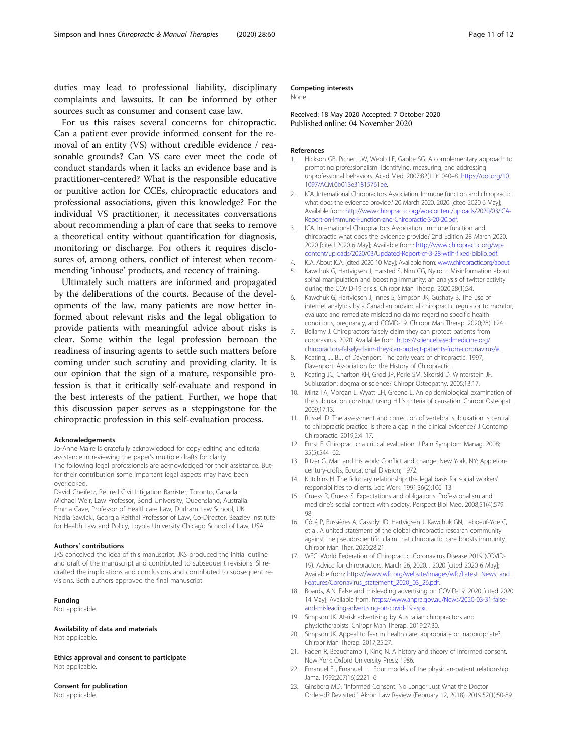duties may lead to professional liability, disciplinary complaints and lawsuits. It can be informed by other sources such as consumer and consent case law.

For us this raises several concerns for chiropractic. Can a patient ever provide informed consent for the removal of an entity (VS) without credible evidence / reasonable grounds? Can VS care ever meet the code of conduct standards when it lacks an evidence base and is practitioner-centered? What is the responsible educative or punitive action for CCEs, chiropractic educators and professional associations, given this knowledge? For the individual VS practitioner, it necessitates conversations about recommending a plan of care that seeks to remove a theoretical entity without quantification for diagnosis, monitoring or discharge. For others it requires disclosures of, among others, conflict of interest when recommending 'inhouse' products, and recency of training.

Ultimately such matters are informed and propagated by the deliberations of the courts. Because of the developments of the law, many patients are now better informed about relevant risks and the legal obligation to provide patients with meaningful advice about risks is clear. Some within the legal profession bemoan the readiness of insuring agents to settle such matters before coming under such scrutiny and providing clarity. It is our opinion that the sign of a mature, responsible profession is that it critically self-evaluate and respond in the best interests of the patient. Further, we hope that this discussion paper serves as a steppingstone for the chiropractic profession in this self-evaluation process.

#### Acknowledgements

Jo-Anne Maire is gratefully acknowledged for copy editing and editorial assistance in reviewing the paper's multiple drafts for clarity.
The following legal professionals are acknowledged for their assistance. But-for their contribution some important legal aspects may have been overlooked.
David Cheifetz, Retired Civil Litigation Barrister, Toronto, Canada.
Michael Weir, Law Professor, Bond University, Queensland, Australia.
Emma Cave, Professor of Healthcare Law, Durham Law School, UK.
Nadia Sawicki, Georgia Reithal Professor of Law, Co-Director, Beazley Institute for Health Law and Policy, Loyola University Chicago School of Law, USA.

#### Authors' contributions

JKS conceived the idea of this manuscript. JKS produced the initial outline and draft of the manuscript and contributed to subsequent revisions. SI re-drafted the implications and conclusions and contributed to subsequent revisions. Both authors approved the final manuscript.

#### Funding

Not applicable.

#### Availability of data and materials

Not applicable.

#### Ethics approval and consent to participate

Not applicable.

#### Consent for publication

Not applicable.

#### Competing interests

None.

Received: 18 May 2020 Accepted: 7 October 2020
Published online: 04 November 2020

#### References

1. Hickson GB, Pichert JW, Webb LE, Gabbe SG. A complementary approach to promoting professionalism: identifying, measuring, and addressing unprofessional behaviors. Acad Med. 2007;82(11):1040–8. https://doi.org/10.1097/ACM.0b013e31815761ee.
2. ICA. International Chiropractors Association. Immune function and chiropractic what does the evidence provide? 20 March 2020. 2020 [cited 2020 6 May]; Available from: http://www.chiropractic.org/wp-content/uploads/2020/03/ICA-Report-on-Immune-Function-and-Chiropractic-3-20-20.pdf.
3. ICA. International Chiropractors Association. Immune function and chiropractic what does the evidence provide? 2nd Edition 28 March 2020. 2020 [cited 2020 6 May]; Available from: http://www.chiropractic.org/wp-content/uploads/2020/03/Updated-Report-of-3-28-wtih-fixed-biblio.pdf.
4. ICA. About ICA. [cited 2020 10 May]; Available from: www.chiropractic.org/about.
5. Kawchuk G, Hartvigsen J, Harsted S, Nim CG, Nyirö L. Misinformation about spinal manipulation and boosting immunity: an analysis of twitter activity during the COVID-19 crisis. Chiropr Man Therap. 2020;28(1):34.
6. Kawchuk G, Hartvigsen J, Innes S, Simpson JK, Gushaty B. The use of internet analytics by a Canadian provincial chiropractic regulator to monitor, evaluate and remediate misleading claims regarding specific health conditions, pregnancy, and COVID-19. Chiropr Man Therap. 2020;28(1):24.
7. Bellamy J. Chiropractors falsely claim they can protect patients from coronavirus. 2020. Available from https://sciencebasedmedicine.org/chiropractors-falsely-claim-they-can-protect-patients-from-coronavirus/#.
8. Keating, J., B.J. of Davenport. The early years of chiropractic. 1997, Davenport: Association for the History of Chiropractic.
9. Keating JC, Charlton KH, Grod JP, Perle SM, Sikorski D, Winterstein JF. Subluxation: dogma or science? Chiropr Osteopathy. 2005;13:17.
10. Mirtz TA, Morgan L, Wyatt LH, Greene L. An epidemiological examination of the subluxation construct using Hill's criteria of causation. Chiropr Osteopat. 2009;17:13.
11. Russell D. The assessment and correction of vertebral subluxation is central to chiropractic practice: is there a gap in the clinical evidence? J Contemp Chiropractic. 2019;2:4–17.
12. Ernst E. Chiropractic: a critical evaluation. J Pain Symptom Manag. 2008; 35(5):544–62.
13. Ritzer G. Man and his work: Conflict and change. New York, NY: Appleton-century-crofts, Educational Division; 1972.
14. Kutchins H. The fiduciary relationship: the legal basis for social workers' responsibilities to clients. Soc Work. 1991;36(2):106–13.
15. Cruess R, Cruess S. Expectations and obligations. Professionalism and medicine's social contract with society. Perspect Biol Med. 2008;51(4):579–98.
16. Côté P, Bussières A, Cassidy JD, Hartvigsen J, Kawchuk GN, Leboeuf-Yde C, et al. A united statement of the global chiropractic research community against the pseudoscientific claim that chiropractic care boosts immunity. Chiropr Man Ther. 2020;28:21.
17. WFC. World Federation of Chiropractic. Coronavirus Disease 2019 (COVID-19). Advice for chiropractors. March 26, 2020. . 2020 [cited 2020 6 May]; Available from: https://www.wfc.org/website/images/wfc/Latest_News_and_Features/Coronavirus_statement_2020_03_26.pdf.
18. Boards, A.N. False and misleading advertising on COVID-19. 2020 [cited 2020 14 May]; Available from: https://www.ahpra.gov.au/News/2020-03-31-false-and-misleading-advertising-on-covid-19.aspx.
19. Simpson JK. At-risk advertising by Australian chiropractors and physiotherapists. Chiropr Man Therap. 2019;27:30.
20. Simpson JK. Appeal to fear in health care: appropriate or inappropriate? Chiropr Man Therap. 2017;25:27.
21. Faden R, Beauchamp T, King N. A history and theory of informed consent. New York: Oxford University Press; 1986.
22. Emanuel EJ, Emanuel LL. Four models of the physician-patient relationship. Jama. 1992;267(16):2221–6.
23. Ginsberg MD. "Informed Consent: No Longer Just What the Doctor Ordered? Revisited." Akron Law Review (February 12, 2018). 2019;52(1):50-89.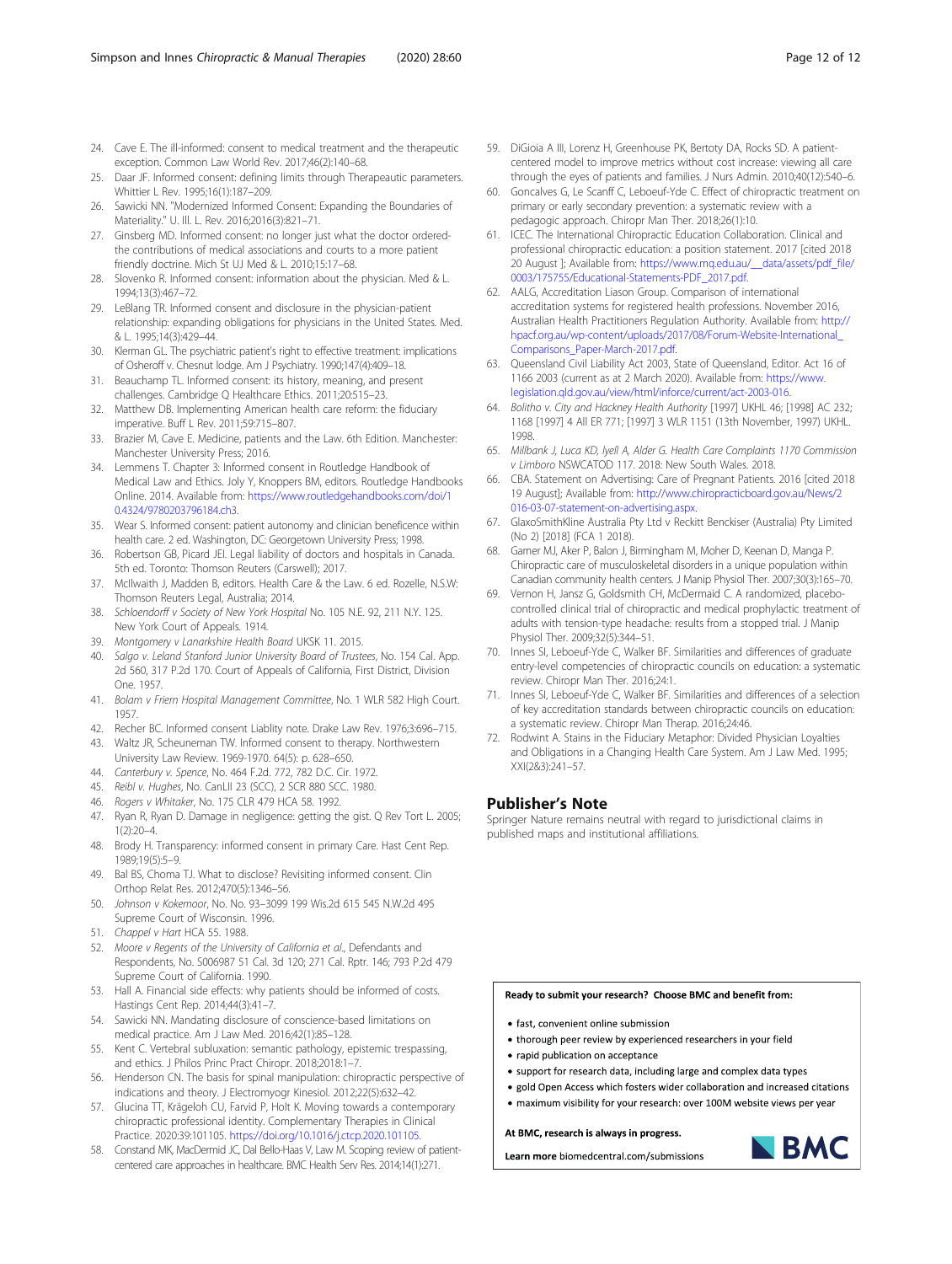24. Cave E. The ill-informed: consent to medical treatment and the therapeutic exception. Common Law World Rev. 2017;46(2):140–68.
25. Daar JF. Informed consent: defining limits through Therapeautic parameters. Whittier L Rev. 1995;16(1):187–209.
26. Sawicki NN. "Modernized Informed Consent: Expanding the Boundaries of Materiality." U. Ill. L. Rev. 2016;2016(3):821–71.
27. Ginsberg MD. Informed consent: no longer just what the doctor ordered-the contributions of medical associations and courts to a more patient friendly doctrine. Mich St UJ Med & L. 2010;15:17–68.
28. Slovenko R. Informed consent: information about the physician. Med & L. 1994;13(3):467–72.
29. LeBlang TR. Informed consent and disclosure in the physician-patient relationship: expanding obligations for physicians in the United States. Med. & L. 1995;14(3):429–44.
30. Klerman GL. The psychiatric patient's right to effective treatment: implications of Osheroff v. Chesnut lodge. Am J Psychiatry. 1990;147(4):409–18.
31. Beauchamp TL. Informed consent: its history, meaning, and present challenges. Cambridge Q Healthcare Ethics. 2011;20:515–23.
32. Matthew DB. Implementing American health care reform: the fiduciary imperative. Buff L Rev. 2011;59:715–807.
33. Brazier M, Cave E. Medicine, patients and the Law. 6th Edition. Manchester: Manchester University Press; 2016.
34. Lemmens T. Chapter 3: Informed consent in Routledge Handbook of Medical Law and Ethics. Joly Y, Knoppers BM, editors. Routledge Handbooks Online. 2014. Available from: https://www.routledgehandbooks.com/doi/10.4324/9780203796184.ch3.
35. Wear S. Informed consent: patient autonomy and clinician beneficence within health care. 2 ed. Washington, DC: Georgetown University Press; 1998.
36. Robertson GB, Picard JEI. Legal liability of doctors and hospitals in Canada. 5th ed. Toronto: Thomson Reuters (Carswell); 2017.
37. McIlwaith J, Madden B, editors. Health Care & the Law. 6 ed. Rozelle, N.S.W: Thomson Reuters Legal, Australia; 2014.
38. *Schloendorff v Society of New York Hospital* No. 105 N.E. 92, 211 N.Y. 125. New York Court of Appeals. 1914.
39. *Montgomery v Lanarkshire Health Board* UKSK 11. 2015.
40. *Salgo v. Leland Stanford Junior University Board of Trustees*, No. 154 Cal. App. 2d 560, 317 P.2d 170. Court of Appeals of California, First District, Division One. 1957.
41. *Bolam v Friern Hospital Management Committee*, No. 1 WLR 582 High Court. 1957.
42. Recher BC. Informed consent Liablity note. Drake Law Rev. 1976;3:696–715.
43. Waltz JR, Scheuneman TW. Informed consent to therapy. Northwestern University Law Review. 1969-1970. 64(5): p. 628–650.
44. *Canterbury v. Spence*, No. 464 F.2d. 772, 782 D.C. Cir. 1972.
45. *Reibl v. Hughes*, No. CanLII 23 (SCC), 2 SCR 880 SCC. 1980.
46. *Rogers v Whitaker*, No. 175 CLR 479 HCA 58. 1992.
47. Ryan R, Ryan D. Damage in negligence: getting the gist. Q Rev Tort L. 2005; 1(2):20–4.
48. Brody H. Transparency: informed consent in primary Care. Hast Cent Rep. 1989;19(5):5–9.
49. Bal BS, Choma TJ. What to disclose? Revisiting informed consent. Clin Orthop Relat Res. 2012;470(5):1346–56.
50. *Johnson v Kokemoor*, No. No. 93–3099 199 Wis.2d 615 545 N.W.2d 495 Supreme Court of Wisconsin. 1996.
51. *Chappel v Hart* HCA 55. 1988.
52. *Moore v Regents of the University of California et al.*, Defendants and Respondents, No. S006987 51 Cal. 3d 120; 271 Cal. Rptr. 146; 793 P.2d 479 Supreme Court of California. 1990.
53. Hall A. Financial side effects: why patients should be informed of costs. Hastings Cent Rep. 2014;44(3):41–7.
54. Sawicki NN. Mandating disclosure of conscience-based limitations on medical practice. Am J Law Med. 2016;42(1):85–128.
55. Kent C. Vertebral subluxation: semantic pathology, epistemic trespassing, and ethics. J Philos Princ Pract Chiropr. 2018;2018:1–7.
56. Henderson CN. The basis for spinal manipulation: chiropractic perspective of indications and theory. J Electromyogr Kinesiol. 2012;22(5):632–42.
57. Glucina TT, Krägeloh CU, Farvid P, Holt K. Moving towards a contemporary chiropractic professional identity. Complementary Therapies in Clinical Practice. 2020:39:101105. https://doi.org/10.1016/j.ctcp.2020.101105.
58. Constand MK, MacDermid JC, Dal Bello-Haas V, Law M. Scoping review of patient-centered care approaches in healthcare. BMC Health Serv Res. 2014;14(1):271.
59. DiGioia A III, Lorenz H, Greenhouse PK, Bertoty DA, Rocks SD. A patient-centered model to improve metrics without cost increase: viewing all care through the eyes of patients and families. J Nurs Admin. 2010;40(12):540–6.
60. Goncalves G, Le Scanff C, Leboeuf-Yde C. Effect of chiropractic treatment on primary or early secondary prevention: a systematic review with a pedagogic approach. Chiropr Man Ther. 2018;26(1):10.
61. ICEC. The International Chiropractic Education Collaboration. Clinical and professional chiropractic education: a position statement. 2017 [cited 2018 20 August ]; Available from: https://www.mq.edu.au/__data/assets/pdf_file/0003/175755/Educational-Statements-PDF_2017.pdf.
62. AALG, Accreditation Liason Group. Comparison of international accreditation systems for registered health professions. November 2016, Australian Health Practitioners Regulation Authority. Available from: http://hpacf.org.au/wp-content/uploads/2017/08/Forum-Website-International_Comparisons_Paper-March-2017.pdf.
63. Queensland Civil Liability Act 2003, State of Queensland, Editor. Act 16 of 1166 2003 (current as at 2 March 2020). Available from: https://www.legislation.qld.gov.au/view/html/inforce/current/act-2003-016.
64. *Bolitho v. City and Hackney Health Authority* [1997] UKHL 46; [1998] AC 232; 1168 [1997] 4 All ER 771; [1997] 3 WLR 1151 (13th November, 1997) UKHL. 1998.
65. *Millbank J, Luca KD, Iyell A, Alder G. Health Care Complaints 1170 Commission v Limboro* NSWCATOD 117. 2018: New South Wales. 2018.
66. CBA. Statement on Advertising: Care of Pregnant Patients. 2016 [cited 2018 19 August]; Available from: http://www.chiropracticboard.gov.au/News/2016-03-07-statement-on-advertising.aspx.
67. GlaxoSmithKline Australia Pty Ltd v Reckitt Benckiser (Australia) Pty Limited (No 2) [2018] (FCA 1 2018).
68. Garner MJ, Aker P, Balon J, Birmingham M, Moher D, Keenan D, Manga P. Chiropractic care of musculoskeletal disorders in a unique population within Canadian community health centers. J Manip Physiol Ther. 2007;30(3):165–70.
69. Vernon H, Jansz G, Goldsmith CH, McDermaid C. A randomized, placebo-controlled clinical trial of chiropractic and medical prophylactic treatment of adults with tension-type headache: results from a stopped trial. J Manip Physiol Ther. 2009;32(5):344–51.
70. Innes SI, Leboeuf-Yde C, Walker BF. Similarities and differences of graduate entry-level competencies of chiropractic councils on education: a systematic review. Chiropr Man Ther. 2016;24:1.
71. Innes SI, Leboeuf-Yde C, Walker BF. Similarities and differences of a selection of key accreditation standards between chiropractic councils on education: a systematic review. Chiropr Man Therap. 2016;24:46.
72. Rodwint A. Stains in the Fiduciary Metaphor: Divided Physician Loyalties and Obligations in a Changing Health Care System. Am J Law Med. 1995; XXI(2&3):241–57.

## Publisher's Note

Springer Nature remains neutral with regard to jurisdictional claims in published maps and institutional affiliations.

**Ready to submit your research? Choose BMC and benefit from:**

- fast, convenient online submission
- thorough peer review by experienced researchers in your field
- rapid publication on acceptance
- support for research data, including large and complex data types
- gold Open Access which fosters wider collaboration and increased citations
- maximum visibility for your research: over 100M website views per year

**At BMC, research is always in progress.**

**Learn more** biomedcentral.com/submissions

BMC